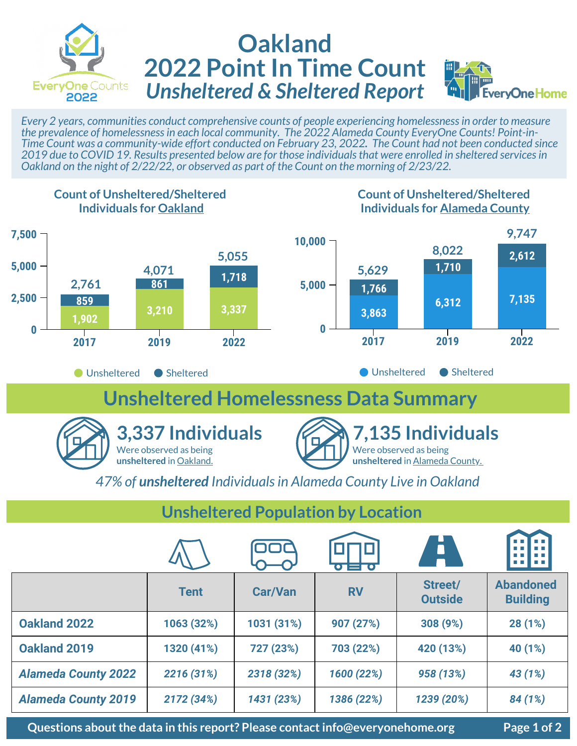# Oakland 2022 Point In Time Count

## *Unsheltered & Sheltered Report*

EveryOne Counts 2022

EveryOne Home

*Every 2 years, communities conduct comprehensive counts of people experiencing homelessness in order to measure the prevalence of homelessness in each local community. The 2022 Alameda County EveryOne Counts! Point-in-Time Count was a community-wide effort conducted on February 23, 2022. The Count had not been conducted since 2019 due to COVID 19. Results presented below are for those individuals that were enrolled in sheltered services in Oakland on the night of 2/22/22, or observed as part of the Count on the morning of 2/23/22.*

### Count of Unsheltered/Sheltered Individuals for Oakland

| Year | Unsheltered | Sheltered | Total |
|---|---|---|---|
| 2017 | 1,902 | 859 | 2,761 |
| 2019 | 3,210 | 861 | 4,071 |
| 2022 | 3,337 | 1,718 | 5,055 |

### Count of Unsheltered/Sheltered Individuals for Alameda County

| Year | Unsheltered | Sheltered | Total |
|---|---|---|---|
| 2017 | 3,863 | 1,766 | 5,629 |
| 2019 | 6,312 | 1,710 | 8,022 |
| 2022 | 7,135 | 2,612 | 9,747 |

## Unsheltered Homelessness Data Summary

**3,337 Individuals** Were observed as being **unsheltered** in Oakland.

**7,135 Individuals** Were observed as being **unsheltered** in Alameda County.

*47% of **unsheltered** Individuals in Alameda County Live in Oakland*

## Unsheltered Population by Location

| | Tent | Car/Van | RV | Street/ Outside | Abandoned Building |
|---|---|---|---|---|---|
| **Oakland 2022** | 1063 (32%) | 1031 (31%) | 907 (27%) | 308 (9%) | 28 (1%) |
| **Oakland 2019** | 1320 (41%) | 727 (23%) | 703 (22%) | 420 (13%) | 40 (1%) |
| ***Alameda County 2022*** | *2216 (31%)* | *2318 (32%)* | *1600 (22%)* | *958 (13%)* | *43 (1%)* |
| ***Alameda County 2019*** | *2172 (34%)* | *1431 (23%)* | *1386 (22%)* | *1239 (20%)* | *84 (1%)* |

**Questions about the data in this report? Please contact info@everyonehome.org**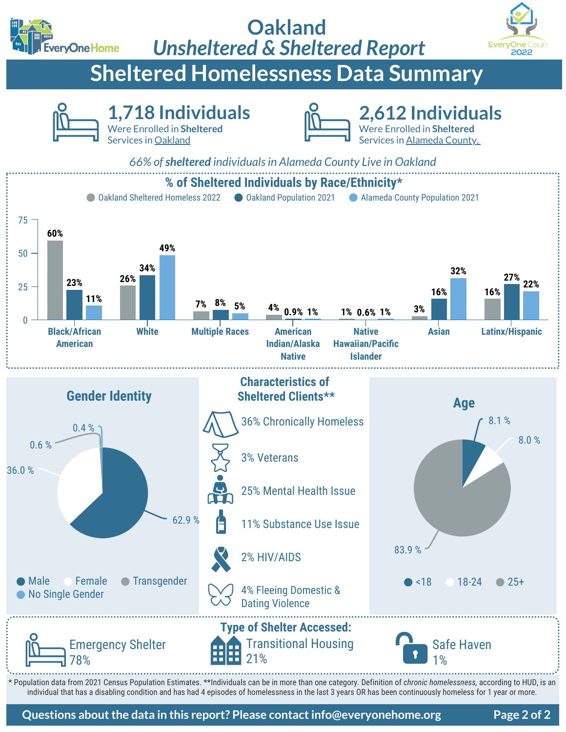# Oakland
## *Unsheltered & Sheltered Report*

EveryOne Home

EveryOne Counts 2022

# Sheltered Homelessness Data Summary

**1,718 Individuals**
Were Enrolled in **Sheltered** Services in Oakland

**2,612 Individuals**
Were Enrolled in **Sheltered** Services in Alameda County.

*66% of **sheltered** individuals in Alameda County Live in Oakland*

## % of Sheltered Individuals by Race/Ethnicity*

Oakland Sheltered Homeless 2022
Oakland Population 2021
Alameda County Population 2021

75
50
25
0

Black/African American: 60% 23% 11%
White: 26% 34% 49%
Multiple Races: 7% 8% 5%
American Indian/Alaska Native: 4% 0.9% 1%
Native Hawaiian/Pacific Islander: 1% 0.6% 1%
Asian: 3% 16% 32%
Latinx/Hispanic: 16% 27% 22%

## Gender Identity

0.4 %
0.6 %
36.0 %
62.9 %

Male
Female
Transgender
No Single Gender

## Characteristics of Sheltered Clients**

- 36% Chronically Homeless
- 3% Veterans
- 25% Mental Health Issue
- 11% Substance Use Issue
- 2% HIV/AIDS
- 4% Fleeing Domestic & Dating Violence

## Age

8.1 %
8.0 %
83.9 %

<18
18-24
25+

## Type of Shelter Accessed:

Emergency Shelter 78%

Transitional Housing 21%

Safe Haven 1%

\* Population data from 2021 Census Population Estimates. **Individuals can be in more than one category. Definition of *chronic homelessness,* according to HUD, is an individual that has a disabling condition and has had 4 episodes of homelessness in the last 3 years OR has been continuously homeless for 1 year or more.

**Questions about the data in this report? Please contact info@everyonehome.org**